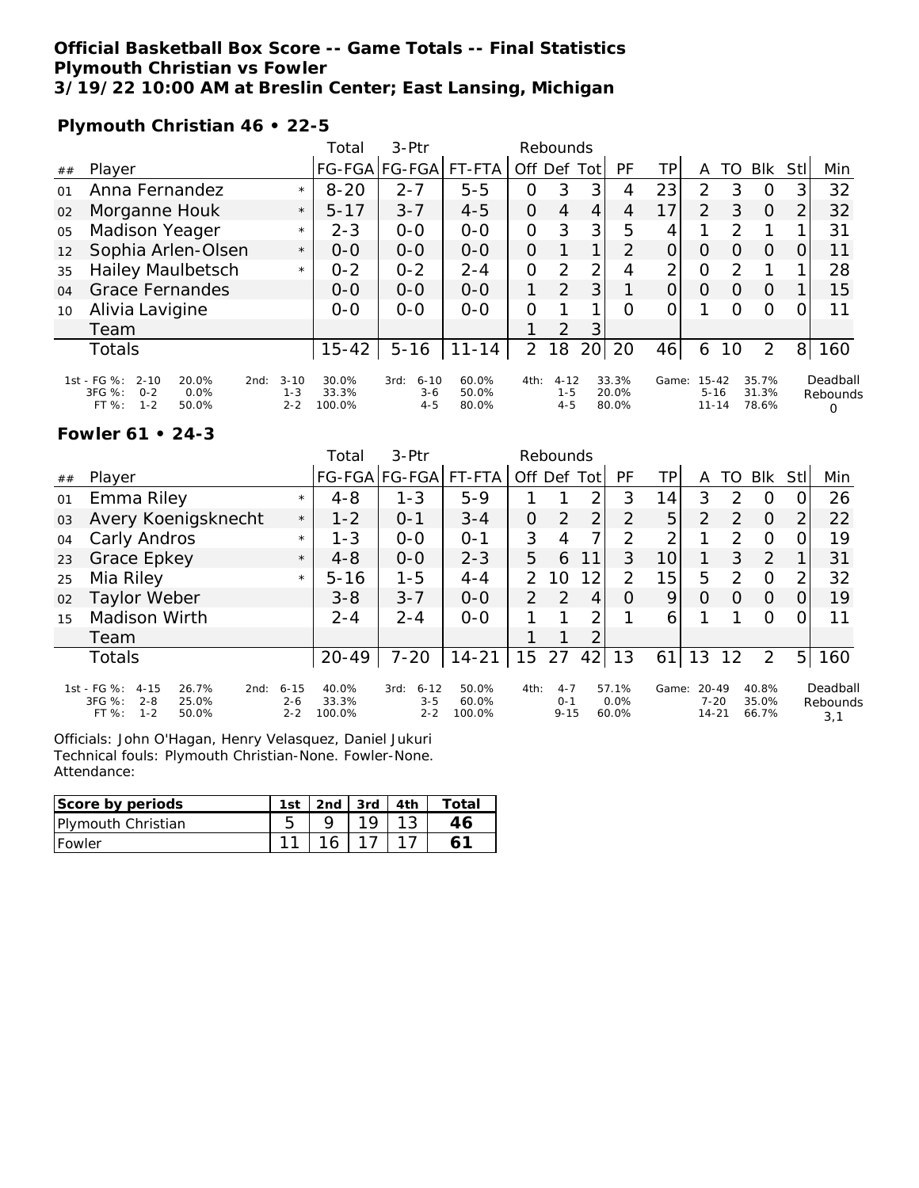# Official Basketball Box Score -- Game Totals -- Final Statistics
## Plymouth Christian vs Fowler
### 3/19/22 10:00 AM at Breslin Center; East Lansing, Michigan

**Plymouth Christian 46 • 22-5**

| ## | Player | | Total FG-FGA | 3-Ptr FG-FGA | FT-FTA | Rebounds Off | Def | Tot | PF | TP | A | TO | Blk | Stl | Min |
|---|---|---|---|---|---|---|---|---|---|---|---|---|---|---|---|
| 01 | Anna Fernandez | * | 8-20 | 2-7 | 5-5 | 0 | 3 | 3 | 4 | 23 | 2 | 3 | 0 | 3 | 32 |
| 02 | Morganne Houk | * | 5-17 | 3-7 | 4-5 | 0 | 4 | 4 | 4 | 17 | 2 | 3 | 0 | 2 | 32 |
| 05 | Madison Yeager | * | 2-3 | 0-0 | 0-0 | 0 | 3 | 3 | 5 | 4 | 1 | 2 | 1 | 1 | 31 |
| 12 | Sophia Arlen-Olsen | * | 0-0 | 0-0 | 0-0 | 0 | 1 | 1 | 2 | 0 | 0 | 0 | 0 | 0 | 11 |
| 35 | Hailey Maulbetsch | * | 0-2 | 0-2 | 2-4 | 0 | 2 | 2 | 4 | 2 | 0 | 2 | 1 | 1 | 28 |
| 04 | Grace Fernandes | | 0-0 | 0-0 | 0-0 | 1 | 2 | 3 | 1 | 0 | 0 | 0 | 0 | 1 | 15 |
| 10 | Alivia Lavigine | | 0-0 | 0-0 | 0-0 | 0 | 1 | 1 | 0 | 0 | 1 | 0 | 0 | 0 | 11 |
| | Team | | | | | 1 | 2 | 3 | | | | | | | |
| | Totals | | 15-42 | 5-16 | 11-14 | 2 | 18 | 20 | 20 | 46 | 6 | 10 | 2 | 8 | 160 |

| | FG % | 3FG % | FT % |
|---|---|---|---|
| 1st | 2-10 20.0% | 0-2 0.0% | 1-2 50.0% |
| 2nd | 3-10 30.0% | 1-3 33.3% | 2-2 100.0% |
| 3rd | 6-10 60.0% | 3-6 50.0% | 4-5 80.0% |
| 4th | 4-12 33.3% | 1-5 20.0% | 4-5 80.0% |
| Game | 15-42 35.7% | 5-16 31.3% | 11-14 78.6% |

Deadball Rebounds: 0

**Fowler 61 • 24-3**

| ## | Player | | Total FG-FGA | 3-Ptr FG-FGA | FT-FTA | Rebounds Off | Def | Tot | PF | TP | A | TO | Blk | Stl | Min |
|---|---|---|---|---|---|---|---|---|---|---|---|---|---|---|---|
| 01 | Emma Riley | * | 4-8 | 1-3 | 5-9 | 1 | 1 | 2 | 3 | 14 | 3 | 2 | 0 | 0 | 26 |
| 03 | Avery Koenigsknecht | * | 1-2 | 0-1 | 3-4 | 0 | 2 | 2 | 2 | 5 | 2 | 2 | 0 | 2 | 22 |
| 04 | Carly Andros | * | 1-3 | 0-0 | 0-1 | 3 | 4 | 7 | 2 | 2 | 1 | 2 | 0 | 0 | 19 |
| 23 | Grace Epkey | * | 4-8 | 0-0 | 2-3 | 5 | 6 | 11 | 3 | 10 | 1 | 3 | 2 | 1 | 31 |
| 25 | Mia Riley | * | 5-16 | 1-5 | 4-4 | 2 | 10 | 12 | 2 | 15 | 5 | 2 | 0 | 2 | 32 |
| 02 | Taylor Weber | | 3-8 | 3-7 | 0-0 | 2 | 2 | 4 | 0 | 9 | 0 | 0 | 0 | 0 | 19 |
| 15 | Madison Wirth | | 2-4 | 2-4 | 0-0 | 1 | 1 | 2 | 1 | 6 | 1 | 1 | 0 | 0 | 11 |
| | Team | | | | | 1 | 1 | 2 | | | | | | | |
| | Totals | | 20-49 | 7-20 | 14-21 | 15 | 27 | 42 | 13 | 61 | 13 | 12 | 2 | 5 | 160 |

| | FG % | 3FG % | FT % |
|---|---|---|---|
| 1st | 4-15 26.7% | 2-8 25.0% | 1-2 50.0% |
| 2nd | 6-15 40.0% | 2-6 33.3% | 2-2 100.0% |
| 3rd | 6-12 50.0% | 3-5 60.0% | 2-2 100.0% |
| 4th | 4-7 57.1% | 0-1 0.0% | 9-15 60.0% |
| Game | 20-49 40.8% | 7-20 35.0% | 14-21 66.7% |

Deadball Rebounds: 3,1

Officials: John O'Hagan, Henry Velasquez, Daniel Jukuri
Technical fouls: Plymouth Christian-None. Fowler-None.
Attendance:

| Score by periods | 1st | 2nd | 3rd | 4th | Total |
|---|---|---|---|---|---|
| Plymouth Christian | 5 | 9 | 19 | 13 | 46 |
| Fowler | 11 | 16 | 17 | 17 | 61 |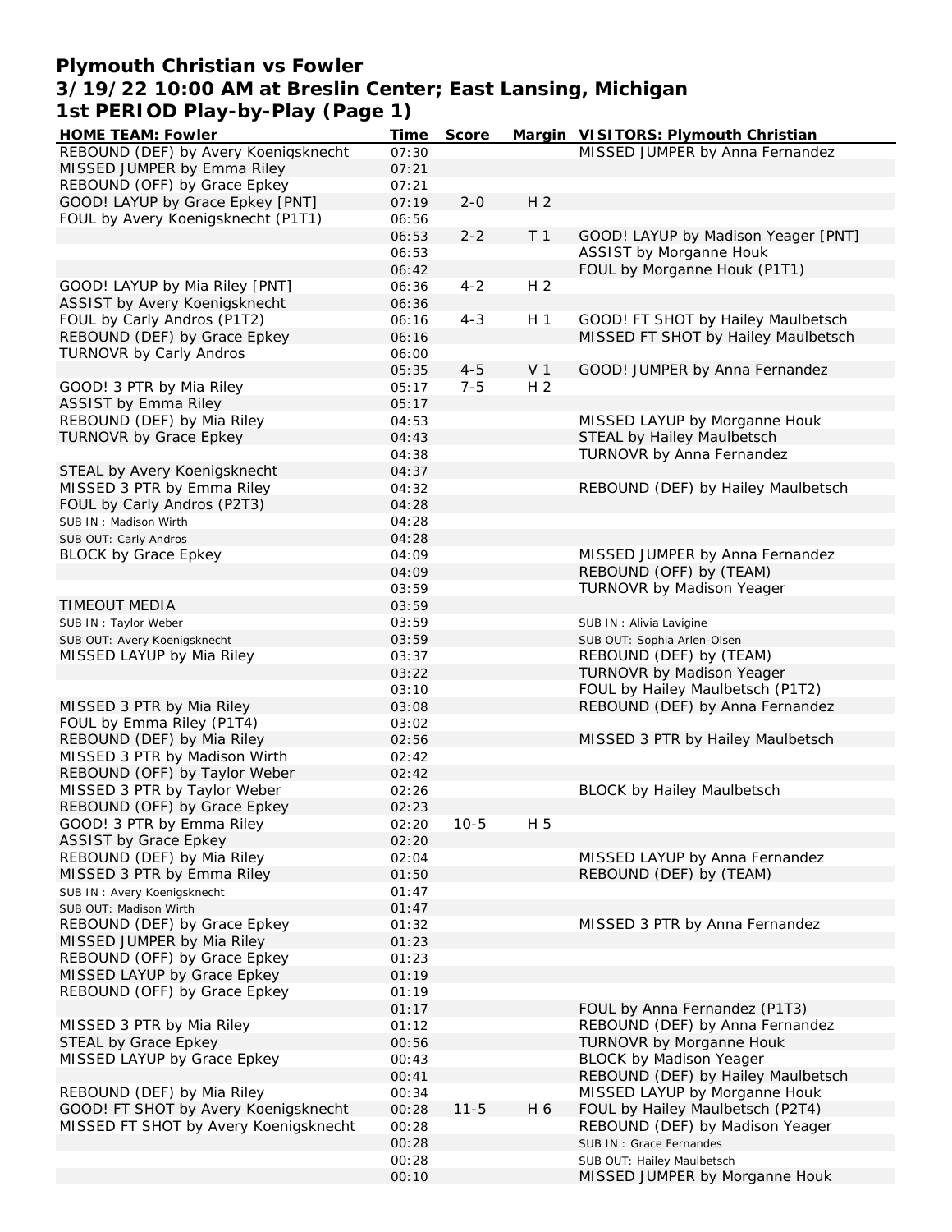# Plymouth Christian vs Fowler
## 3/19/22 10:00 AM at Breslin Center; East Lansing, Michigan
## 1st PERIOD Play-by-Play (Page 1)

| HOME TEAM: Fowler | Time | Score | Margin | VISITORS: Plymouth Christian |
|---|---|---|---|---|
| REBOUND (DEF) by Avery Koenigsknecht | 07:30 | | | MISSED JUMPER by Anna Fernandez |
| MISSED JUMPER by Emma Riley | 07:21 | | | |
| REBOUND (OFF) by Grace Epkey | 07:21 | | | |
| GOOD! LAYUP by Grace Epkey [PNT] | 07:19 | 2-0 | H 2 | |
| FOUL by Avery Koenigsknecht (P1T1) | 06:56 | | | |
| | 06:53 | 2-2 | T 1 | GOOD! LAYUP by Madison Yeager [PNT] |
| | 06:53 | | | ASSIST by Morganne Houk |
| | 06:42 | | | FOUL by Morganne Houk (P1T1) |
| GOOD! LAYUP by Mia Riley [PNT] | 06:36 | 4-2 | H 2 | |
| ASSIST by Avery Koenigsknecht | 06:36 | | | |
| FOUL by Carly Andros (P1T2) | 06:16 | 4-3 | H 1 | GOOD! FT SHOT by Hailey Maulbetsch |
| REBOUND (DEF) by Grace Epkey | 06:16 | | | MISSED FT SHOT by Hailey Maulbetsch |
| TURNOVR by Carly Andros | 06:00 | | | |
| | 05:35 | 4-5 | V 1 | GOOD! JUMPER by Anna Fernandez |
| GOOD! 3 PTR by Mia Riley | 05:17 | 7-5 | H 2 | |
| ASSIST by Emma Riley | 05:17 | | | |
| REBOUND (DEF) by Mia Riley | 04:53 | | | MISSED LAYUP by Morganne Houk |
| TURNOVR by Grace Epkey | 04:43 | | | STEAL by Hailey Maulbetsch |
| | 04:38 | | | TURNOVR by Anna Fernandez |
| STEAL by Avery Koenigsknecht | 04:37 | | | |
| MISSED 3 PTR by Emma Riley | 04:32 | | | REBOUND (DEF) by Hailey Maulbetsch |
| FOUL by Carly Andros (P2T3) | 04:28 | | | |
| SUB IN : Madison Wirth | 04:28 | | | |
| SUB OUT: Carly Andros | 04:28 | | | |
| BLOCK by Grace Epkey | 04:09 | | | MISSED JUMPER by Anna Fernandez |
| | 04:09 | | | REBOUND (OFF) by (TEAM) |
| | 03:59 | | | TURNOVR by Madison Yeager |
| TIMEOUT MEDIA | 03:59 | | | |
| SUB IN : Taylor Weber | 03:59 | | | SUB IN : Alivia Lavigine |
| SUB OUT: Avery Koenigsknecht | 03:59 | | | SUB OUT: Sophia Arlen-Olsen |
| MISSED LAYUP by Mia Riley | 03:37 | | | REBOUND (DEF) by (TEAM) |
| | 03:22 | | | TURNOVR by Madison Yeager |
| | 03:10 | | | FOUL by Hailey Maulbetsch (P1T2) |
| MISSED 3 PTR by Mia Riley | 03:08 | | | REBOUND (DEF) by Anna Fernandez |
| FOUL by Emma Riley (P1T4) | 03:02 | | | |
| REBOUND (DEF) by Mia Riley | 02:56 | | | MISSED 3 PTR by Hailey Maulbetsch |
| MISSED 3 PTR by Madison Wirth | 02:42 | | | |
| REBOUND (OFF) by Taylor Weber | 02:42 | | | |
| MISSED 3 PTR by Taylor Weber | 02:26 | | | BLOCK by Hailey Maulbetsch |
| REBOUND (OFF) by Grace Epkey | 02:23 | | | |
| GOOD! 3 PTR by Emma Riley | 02:20 | 10-5 | H 5 | |
| ASSIST by Grace Epkey | 02:20 | | | |
| REBOUND (DEF) by Mia Riley | 02:04 | | | MISSED LAYUP by Anna Fernandez |
| MISSED 3 PTR by Emma Riley | 01:50 | | | REBOUND (DEF) by (TEAM) |
| SUB IN : Avery Koenigsknecht | 01:47 | | | |
| SUB OUT: Madison Wirth | 01:47 | | | |
| REBOUND (DEF) by Grace Epkey | 01:32 | | | MISSED 3 PTR by Anna Fernandez |
| MISSED JUMPER by Mia Riley | 01:23 | | | |
| REBOUND (OFF) by Grace Epkey | 01:23 | | | |
| MISSED LAYUP by Grace Epkey | 01:19 | | | |
| REBOUND (OFF) by Grace Epkey | 01:19 | | | |
| | 01:17 | | | FOUL by Anna Fernandez (P1T3) |
| MISSED 3 PTR by Mia Riley | 01:12 | | | REBOUND (DEF) by Anna Fernandez |
| STEAL by Grace Epkey | 00:56 | | | TURNOVR by Morganne Houk |
| MISSED LAYUP by Grace Epkey | 00:43 | | | BLOCK by Madison Yeager |
| | 00:41 | | | REBOUND (DEF) by Hailey Maulbetsch |
| REBOUND (DEF) by Mia Riley | 00:34 | | | MISSED LAYUP by Morganne Houk |
| GOOD! FT SHOT by Avery Koenigsknecht | 00:28 | 11-5 | H 6 | FOUL by Hailey Maulbetsch (P2T4) |
| MISSED FT SHOT by Avery Koenigsknecht | 00:28 | | | REBOUND (DEF) by Madison Yeager |
| | 00:28 | | | SUB IN : Grace Fernandes |
| | 00:28 | | | SUB OUT: Hailey Maulbetsch |
| | 00:10 | | | MISSED JUMPER by Morganne Houk |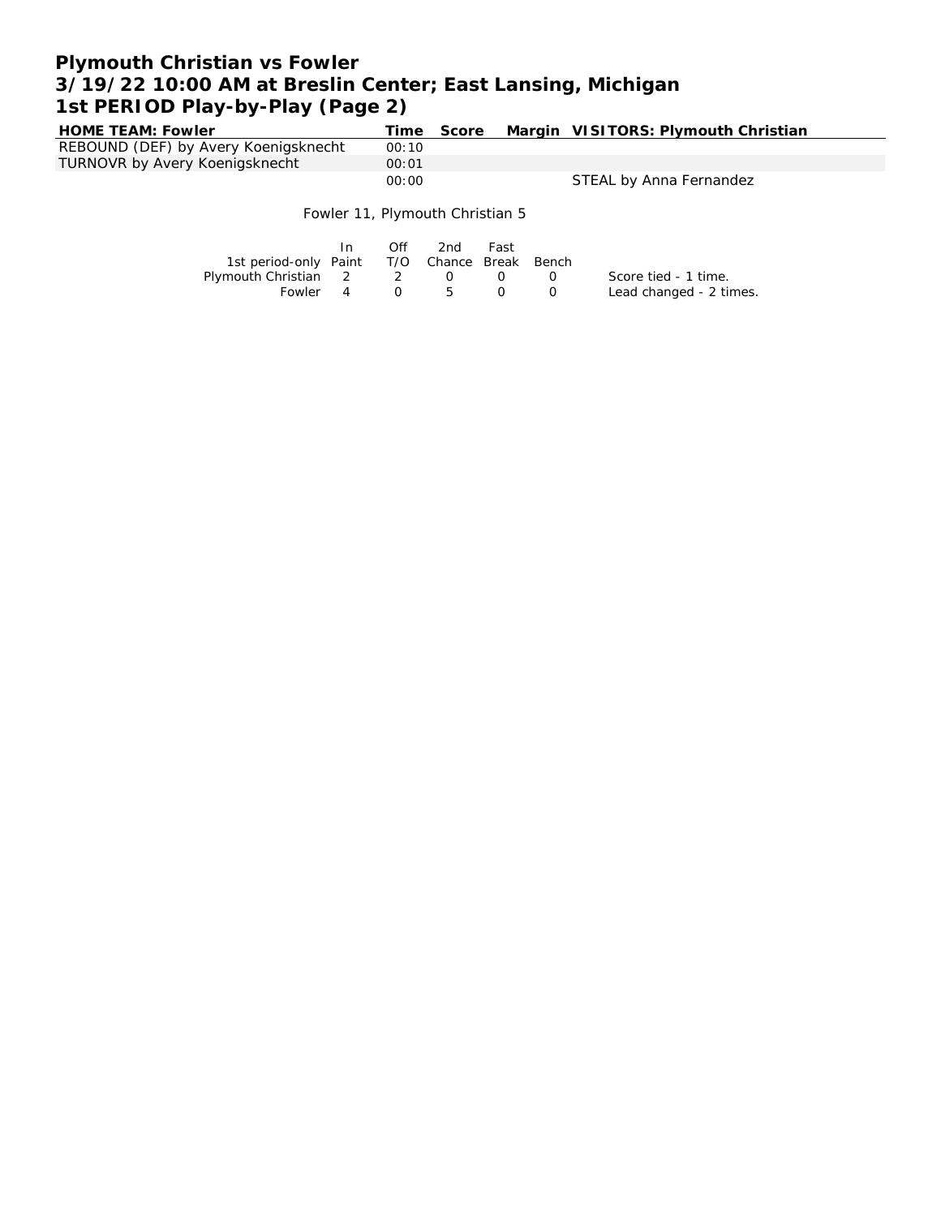# Plymouth Christian vs Fowler
## 3/19/22 10:00 AM at Breslin Center; East Lansing, Michigan
## 1st PERIOD Play-by-Play (Page 2)

| HOME TEAM: Fowler | Time | Score | Margin | VISITORS: Plymouth Christian |
|---|---|---|---|---|
| REBOUND (DEF) by Avery Koenigsknecht | 00:10 | | | |
| TURNOVR by Avery Koenigsknecht | 00:01 | | | |
| | 00:00 | | | STEAL by Anna Fernandez |

Fowler 11, Plymouth Christian 5

| 1st period-only | In Paint | Off T/O | 2nd Chance | Fast Break | Bench |
|---|---|---|---|---|---|
| Plymouth Christian | 2 | 2 | 0 | 0 | 0 |
| Fowler | 4 | 0 | 5 | 0 | 0 |

Score tied - 1 time.
Lead changed - 2 times.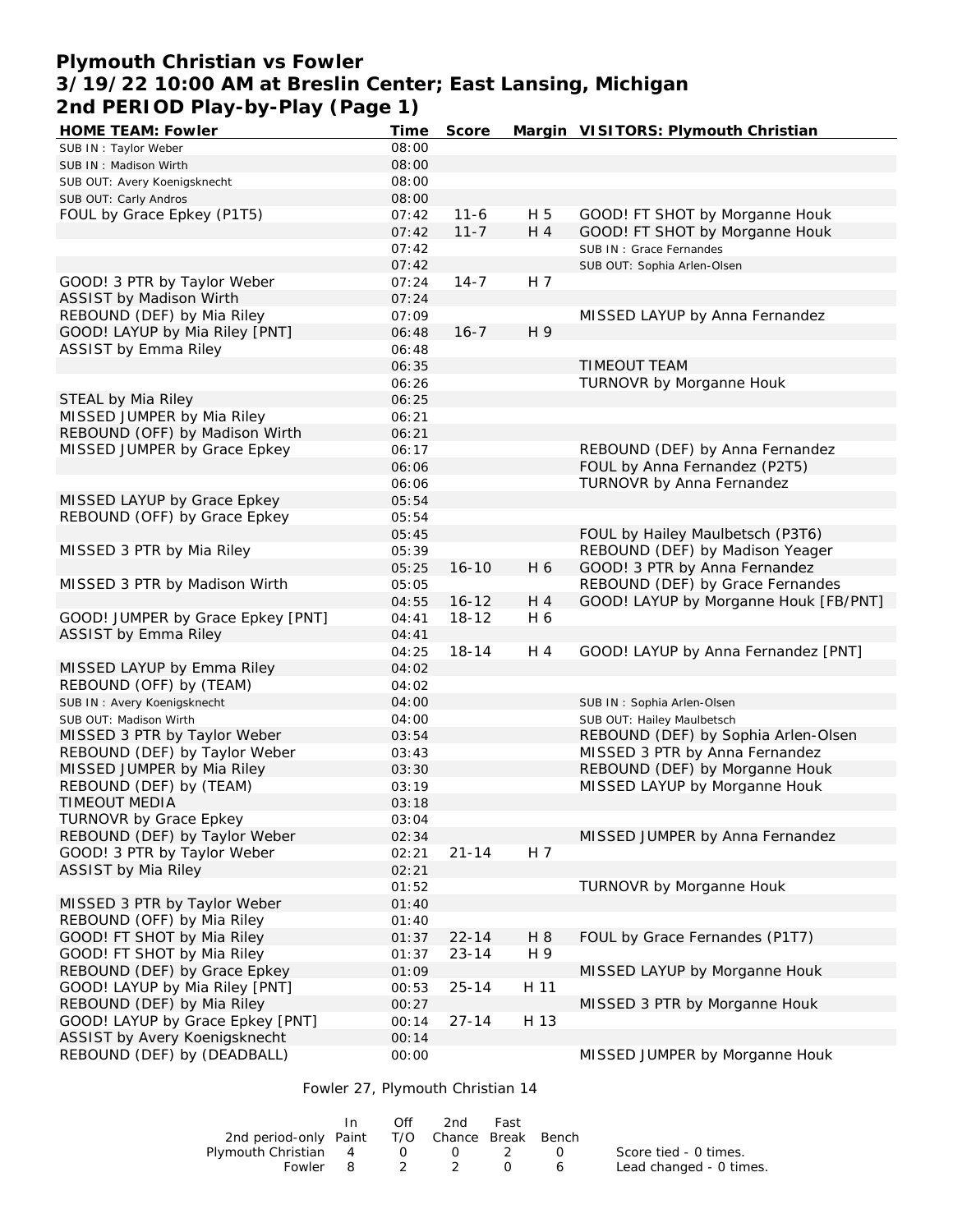# Plymouth Christian vs Fowler
## 3/19/22 10:00 AM at Breslin Center; East Lansing, Michigan
## 2nd PERIOD Play-by-Play (Page 1)

| HOME TEAM: Fowler | Time | Score | Margin | VISITORS: Plymouth Christian |
|---|---|---|---|---|
| SUB IN : Taylor Weber | 08:00 | | | |
| SUB IN : Madison Wirth | 08:00 | | | |
| SUB OUT: Avery Koenigsknecht | 08:00 | | | |
| SUB OUT: Carly Andros | 08:00 | | | |
| FOUL by Grace Epkey (P1T5) | 07:42 | 11-6 | H 5 | GOOD! FT SHOT by Morganne Houk |
| | 07:42 | 11-7 | H 4 | GOOD! FT SHOT by Morganne Houk |
| | 07:42 | | | SUB IN : Grace Fernandes |
| | 07:42 | | | SUB OUT: Sophia Arlen-Olsen |
| GOOD! 3 PTR by Taylor Weber | 07:24 | 14-7 | H 7 | |
| ASSIST by Madison Wirth | 07:24 | | | |
| REBOUND (DEF) by Mia Riley | 07:09 | | | MISSED LAYUP by Anna Fernandez |
| GOOD! LAYUP by Mia Riley [PNT] | 06:48 | 16-7 | H 9 | |
| ASSIST by Emma Riley | 06:48 | | | |
| | 06:35 | | | TIMEOUT TEAM |
| | 06:26 | | | TURNOVR by Morganne Houk |
| STEAL by Mia Riley | 06:25 | | | |
| MISSED JUMPER by Mia Riley | 06:21 | | | |
| REBOUND (OFF) by Madison Wirth | 06:21 | | | |
| MISSED JUMPER by Grace Epkey | 06:17 | | | REBOUND (DEF) by Anna Fernandez |
| | 06:06 | | | FOUL by Anna Fernandez (P2T5) |
| | 06:06 | | | TURNOVR by Anna Fernandez |
| MISSED LAYUP by Grace Epkey | 05:54 | | | |
| REBOUND (OFF) by Grace Epkey | 05:54 | | | |
| | 05:45 | | | FOUL by Hailey Maulbetsch (P3T6) |
| MISSED 3 PTR by Mia Riley | 05:39 | | | REBOUND (DEF) by Madison Yeager |
| | 05:25 | 16-10 | H 6 | GOOD! 3 PTR by Anna Fernandez |
| MISSED 3 PTR by Madison Wirth | 05:05 | | | REBOUND (DEF) by Grace Fernandes |
| | 04:55 | 16-12 | H 4 | GOOD! LAYUP by Morganne Houk [FB/PNT] |
| GOOD! JUMPER by Grace Epkey [PNT] | 04:41 | 18-12 | H 6 | |
| ASSIST by Emma Riley | 04:41 | | | |
| | 04:25 | 18-14 | H 4 | GOOD! LAYUP by Anna Fernandez [PNT] |
| MISSED LAYUP by Emma Riley | 04:02 | | | |
| REBOUND (OFF) by (TEAM) | 04:02 | | | |
| SUB IN : Avery Koenigsknecht | 04:00 | | | SUB IN : Sophia Arlen-Olsen |
| SUB OUT: Madison Wirth | 04:00 | | | SUB OUT: Hailey Maulbetsch |
| MISSED 3 PTR by Taylor Weber | 03:54 | | | REBOUND (DEF) by Sophia Arlen-Olsen |
| REBOUND (DEF) by Taylor Weber | 03:43 | | | MISSED 3 PTR by Anna Fernandez |
| MISSED JUMPER by Mia Riley | 03:30 | | | REBOUND (DEF) by Morganne Houk |
| REBOUND (DEF) by (TEAM) | 03:19 | | | MISSED LAYUP by Morganne Houk |
| TIMEOUT MEDIA | 03:18 | | | |
| TURNOVR by Grace Epkey | 03:04 | | | |
| REBOUND (DEF) by Taylor Weber | 02:34 | | | MISSED JUMPER by Anna Fernandez |
| GOOD! 3 PTR by Taylor Weber | 02:21 | 21-14 | H 7 | |
| ASSIST by Mia Riley | 02:21 | | | |
| | 01:52 | | | TURNOVR by Morganne Houk |
| MISSED 3 PTR by Taylor Weber | 01:40 | | | |
| REBOUND (OFF) by Mia Riley | 01:40 | | | |
| GOOD! FT SHOT by Mia Riley | 01:37 | 22-14 | H 8 | FOUL by Grace Fernandes (P1T7) |
| GOOD! FT SHOT by Mia Riley | 01:37 | 23-14 | H 9 | |
| REBOUND (DEF) by Grace Epkey | 01:09 | | | MISSED LAYUP by Morganne Houk |
| GOOD! LAYUP by Mia Riley [PNT] | 00:53 | 25-14 | H 11 | |
| REBOUND (DEF) by Mia Riley | 00:27 | | | MISSED 3 PTR by Morganne Houk |
| GOOD! LAYUP by Grace Epkey [PNT] | 00:14 | 27-14 | H 13 | |
| ASSIST by Avery Koenigsknecht | 00:14 | | | |
| REBOUND (DEF) by (DEADBALL) | 00:00 | | | MISSED JUMPER by Morganne Houk |

Fowler 27, Plymouth Christian 14

| 2nd period-only | In Paint | Off T/O | 2nd Chance | Fast Break | Bench |
|---|---|---|---|---|---|
| Plymouth Christian | 4 | 0 | 0 | 2 | 0 |
| Fowler | 8 | 2 | 2 | 0 | 6 |

Score tied - 0 times.
Lead changed - 0 times.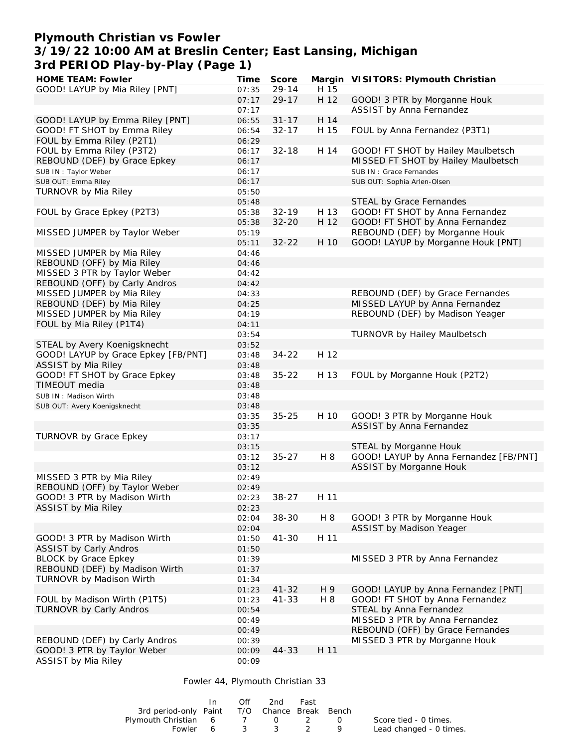# Plymouth Christian vs Fowler
## 3/19/22 10:00 AM at Breslin Center; East Lansing, Michigan
## 3rd PERIOD Play-by-Play (Page 1)

| HOME TEAM: Fowler | Time | Score | Margin | VISITORS: Plymouth Christian |
|---|---|---|---|---|
| GOOD! LAYUP by Mia Riley [PNT] | 07:35 | 29-14 | H 15 | |
| | 07:17 | 29-17 | H 12 | GOOD! 3 PTR by Morganne Houk |
| | 07:17 | | | ASSIST by Anna Fernandez |
| GOOD! LAYUP by Emma Riley [PNT] | 06:55 | 31-17 | H 14 | |
| GOOD! FT SHOT by Emma Riley | 06:54 | 32-17 | H 15 | FOUL by Anna Fernandez (P3T1) |
| FOUL by Emma Riley (P2T1) | 06:29 | | | |
| FOUL by Emma Riley (P3T2) | 06:17 | 32-18 | H 14 | GOOD! FT SHOT by Hailey Maulbetsch |
| REBOUND (DEF) by Grace Epkey | 06:17 | | | MISSED FT SHOT by Hailey Maulbetsch |
| SUB IN : Taylor Weber | 06:17 | | | SUB IN : Grace Fernandes |
| SUB OUT: Emma Riley | 06:17 | | | SUB OUT: Sophia Arlen-Olsen |
| TURNOVR by Mia Riley | 05:50 | | | |
| | 05:48 | | | STEAL by Grace Fernandes |
| FOUL by Grace Epkey (P2T3) | 05:38 | 32-19 | H 13 | GOOD! FT SHOT by Anna Fernandez |
| | 05:38 | 32-20 | H 12 | GOOD! FT SHOT by Anna Fernandez |
| MISSED JUMPER by Taylor Weber | 05:19 | | | REBOUND (DEF) by Morganne Houk |
| | 05:11 | 32-22 | H 10 | GOOD! LAYUP by Morganne Houk [PNT] |
| MISSED JUMPER by Mia Riley | 04:46 | | | |
| REBOUND (OFF) by Mia Riley | 04:46 | | | |
| MISSED 3 PTR by Taylor Weber | 04:42 | | | |
| REBOUND (OFF) by Carly Andros | 04:42 | | | |
| MISSED JUMPER by Mia Riley | 04:33 | | | REBOUND (DEF) by Grace Fernandes |
| REBOUND (DEF) by Mia Riley | 04:25 | | | MISSED LAYUP by Anna Fernandez |
| MISSED JUMPER by Mia Riley | 04:19 | | | REBOUND (DEF) by Madison Yeager |
| FOUL by Mia Riley (P1T4) | 04:11 | | | |
| | 03:54 | | | TURNOVR by Hailey Maulbetsch |
| STEAL by Avery Koenigsknecht | 03:52 | | | |
| GOOD! LAYUP by Grace Epkey [FB/PNT] | 03:48 | 34-22 | H 12 | |
| ASSIST by Mia Riley | 03:48 | | | |
| GOOD! FT SHOT by Grace Epkey | 03:48 | 35-22 | H 13 | FOUL by Morganne Houk (P2T2) |
| TIMEOUT media | 03:48 | | | |
| SUB IN : Madison Wirth | 03:48 | | | |
| SUB OUT: Avery Koenigsknecht | 03:48 | | | |
| | 03:35 | 35-25 | H 10 | GOOD! 3 PTR by Morganne Houk |
| | 03:35 | | | ASSIST by Anna Fernandez |
| TURNOVR by Grace Epkey | 03:17 | | | |
| | 03:15 | | | STEAL by Morganne Houk |
| | 03:12 | 35-27 | H 8 | GOOD! LAYUP by Anna Fernandez [FB/PNT] |
| | 03:12 | | | ASSIST by Morganne Houk |
| MISSED 3 PTR by Mia Riley | 02:49 | | | |
| REBOUND (OFF) by Taylor Weber | 02:49 | | | |
| GOOD! 3 PTR by Madison Wirth | 02:23 | 38-27 | H 11 | |
| ASSIST by Mia Riley | 02:23 | | | |
| | 02:04 | 38-30 | H 8 | GOOD! 3 PTR by Morganne Houk |
| | 02:04 | | | ASSIST by Madison Yeager |
| GOOD! 3 PTR by Madison Wirth | 01:50 | 41-30 | H 11 | |
| ASSIST by Carly Andros | 01:50 | | | |
| BLOCK by Grace Epkey | 01:39 | | | MISSED 3 PTR by Anna Fernandez |
| REBOUND (DEF) by Madison Wirth | 01:37 | | | |
| TURNOVR by Madison Wirth | 01:34 | | | |
| | 01:23 | 41-32 | H 9 | GOOD! LAYUP by Anna Fernandez [PNT] |
| FOUL by Madison Wirth (P1T5) | 01:23 | 41-33 | H 8 | GOOD! FT SHOT by Anna Fernandez |
| TURNOVR by Carly Andros | 00:54 | | | STEAL by Anna Fernandez |
| | 00:49 | | | MISSED 3 PTR by Anna Fernandez |
| | 00:49 | | | REBOUND (OFF) by Grace Fernandes |
| REBOUND (DEF) by Carly Andros | 00:39 | | | MISSED 3 PTR by Morganne Houk |
| GOOD! 3 PTR by Taylor Weber | 00:09 | 44-33 | H 11 | |
| ASSIST by Mia Riley | 00:09 | | | |

Fowler 44, Plymouth Christian 33

| 3rd period-only | In Paint | Off T/O | 2nd Chance | Fast Break | Bench |
|---|---|---|---|---|---|
| Plymouth Christian | 6 | 7 | 0 | 2 | 0 |
| Fowler | 6 | 3 | 3 | 2 | 9 |

Score tied - 0 times.
Lead changed - 0 times.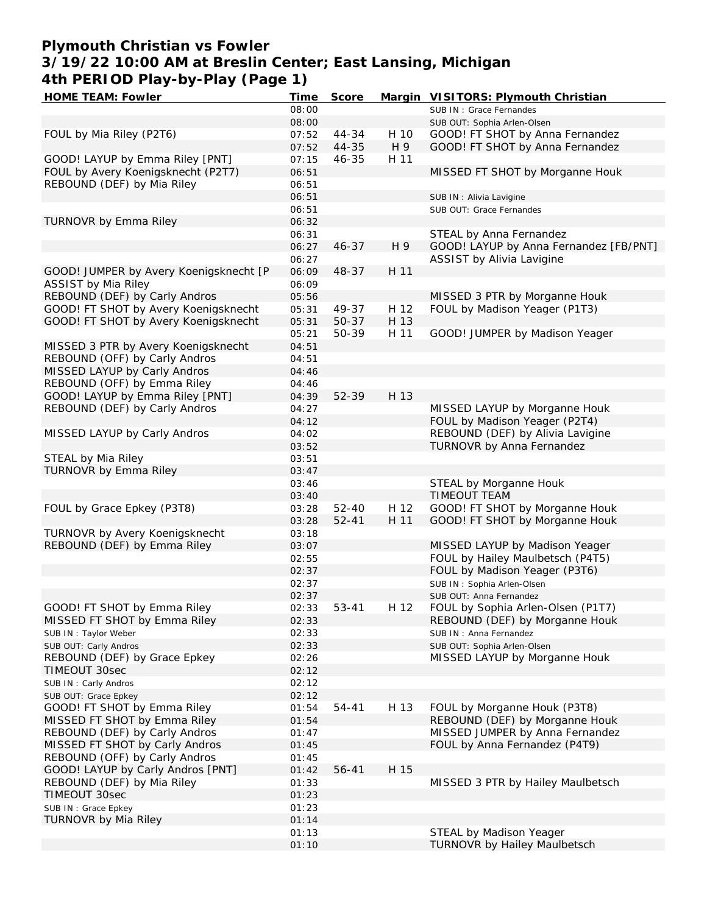# Plymouth Christian vs Fowler
## 3/19/22 10:00 AM at Breslin Center; East Lansing, Michigan
## 4th PERIOD Play-by-Play (Page 1)

| HOME TEAM: Fowler | Time | Score | Margin | VISITORS: Plymouth Christian |
|---|---|---|---|---|
| | 08:00 | | | SUB IN : Grace Fernandes |
| | 08:00 | | | SUB OUT: Sophia Arlen-Olsen |
| FOUL by Mia Riley (P2T6) | 07:52 | 44-34 | H 10 | GOOD! FT SHOT by Anna Fernandez |
| | 07:52 | 44-35 | H 9 | GOOD! FT SHOT by Anna Fernandez |
| GOOD! LAYUP by Emma Riley [PNT] | 07:15 | 46-35 | H 11 | |
| FOUL by Avery Koenigsknecht (P2T7) | 06:51 | | | MISSED FT SHOT by Morganne Houk |
| REBOUND (DEF) by Mia Riley | 06:51 | | | |
| | 06:51 | | | SUB IN : Alivia Lavigine |
| | 06:51 | | | SUB OUT: Grace Fernandes |
| TURNOVR by Emma Riley | 06:32 | | | |
| | 06:31 | | | STEAL by Anna Fernandez |
| | 06:27 | 46-37 | H 9 | GOOD! LAYUP by Anna Fernandez [FB/PNT] |
| | 06:27 | | | ASSIST by Alivia Lavigine |
| GOOD! JUMPER by Avery Koenigsknecht [P | 06:09 | 48-37 | H 11 | |
| ASSIST by Mia Riley | 06:09 | | | |
| REBOUND (DEF) by Carly Andros | 05:56 | | | MISSED 3 PTR by Morganne Houk |
| GOOD! FT SHOT by Avery Koenigsknecht | 05:31 | 49-37 | H 12 | FOUL by Madison Yeager (P1T3) |
| GOOD! FT SHOT by Avery Koenigsknecht | 05:31 | 50-37 | H 13 | |
| | 05:21 | 50-39 | H 11 | GOOD! JUMPER by Madison Yeager |
| MISSED 3 PTR by Avery Koenigsknecht | 04:51 | | | |
| REBOUND (OFF) by Carly Andros | 04:51 | | | |
| MISSED LAYUP by Carly Andros | 04:46 | | | |
| REBOUND (OFF) by Emma Riley | 04:46 | | | |
| GOOD! LAYUP by Emma Riley [PNT] | 04:39 | 52-39 | H 13 | |
| REBOUND (DEF) by Carly Andros | 04:27 | | | MISSED LAYUP by Morganne Houk |
| | 04:12 | | | FOUL by Madison Yeager (P2T4) |
| MISSED LAYUP by Carly Andros | 04:02 | | | REBOUND (DEF) by Alivia Lavigine |
| | 03:52 | | | TURNOVR by Anna Fernandez |
| STEAL by Mia Riley | 03:51 | | | |
| TURNOVR by Emma Riley | 03:47 | | | |
| | 03:46 | | | STEAL by Morganne Houk |
| | 03:40 | | | TIMEOUT TEAM |
| FOUL by Grace Epkey (P3T8) | 03:28 | 52-40 | H 12 | GOOD! FT SHOT by Morganne Houk |
| | 03:28 | 52-41 | H 11 | GOOD! FT SHOT by Morganne Houk |
| TURNOVR by Avery Koenigsknecht | 03:18 | | | |
| REBOUND (DEF) by Emma Riley | 03:07 | | | MISSED LAYUP by Madison Yeager |
| | 02:55 | | | FOUL by Hailey Maulbetsch (P4T5) |
| | 02:37 | | | FOUL by Madison Yeager (P3T6) |
| | 02:37 | | | SUB IN : Sophia Arlen-Olsen |
| | 02:37 | | | SUB OUT: Anna Fernandez |
| GOOD! FT SHOT by Emma Riley | 02:33 | 53-41 | H 12 | FOUL by Sophia Arlen-Olsen (P1T7) |
| MISSED FT SHOT by Emma Riley | 02:33 | | | REBOUND (DEF) by Morganne Houk |
| SUB IN : Taylor Weber | 02:33 | | | SUB IN : Anna Fernandez |
| SUB OUT: Carly Andros | 02:33 | | | SUB OUT: Sophia Arlen-Olsen |
| REBOUND (DEF) by Grace Epkey | 02:26 | | | MISSED LAYUP by Morganne Houk |
| TIMEOUT 30sec | 02:12 | | | |
| SUB IN : Carly Andros | 02:12 | | | |
| SUB OUT: Grace Epkey | 02:12 | | | |
| GOOD! FT SHOT by Emma Riley | 01:54 | 54-41 | H 13 | FOUL by Morganne Houk (P3T8) |
| MISSED FT SHOT by Emma Riley | 01:54 | | | REBOUND (DEF) by Morganne Houk |
| REBOUND (DEF) by Carly Andros | 01:47 | | | MISSED JUMPER by Anna Fernandez |
| MISSED FT SHOT by Carly Andros | 01:45 | | | FOUL by Anna Fernandez (P4T9) |
| REBOUND (OFF) by Carly Andros | 01:45 | | | |
| GOOD! LAYUP by Carly Andros [PNT] | 01:42 | 56-41 | H 15 | |
| REBOUND (DEF) by Mia Riley | 01:33 | | | MISSED 3 PTR by Hailey Maulbetsch |
| TIMEOUT 30sec | 01:23 | | | |
| SUB IN : Grace Epkey | 01:23 | | | |
| TURNOVR by Mia Riley | 01:14 | | | |
| | 01:13 | | | STEAL by Madison Yeager |
| | 01:10 | | | TURNOVR by Hailey Maulbetsch |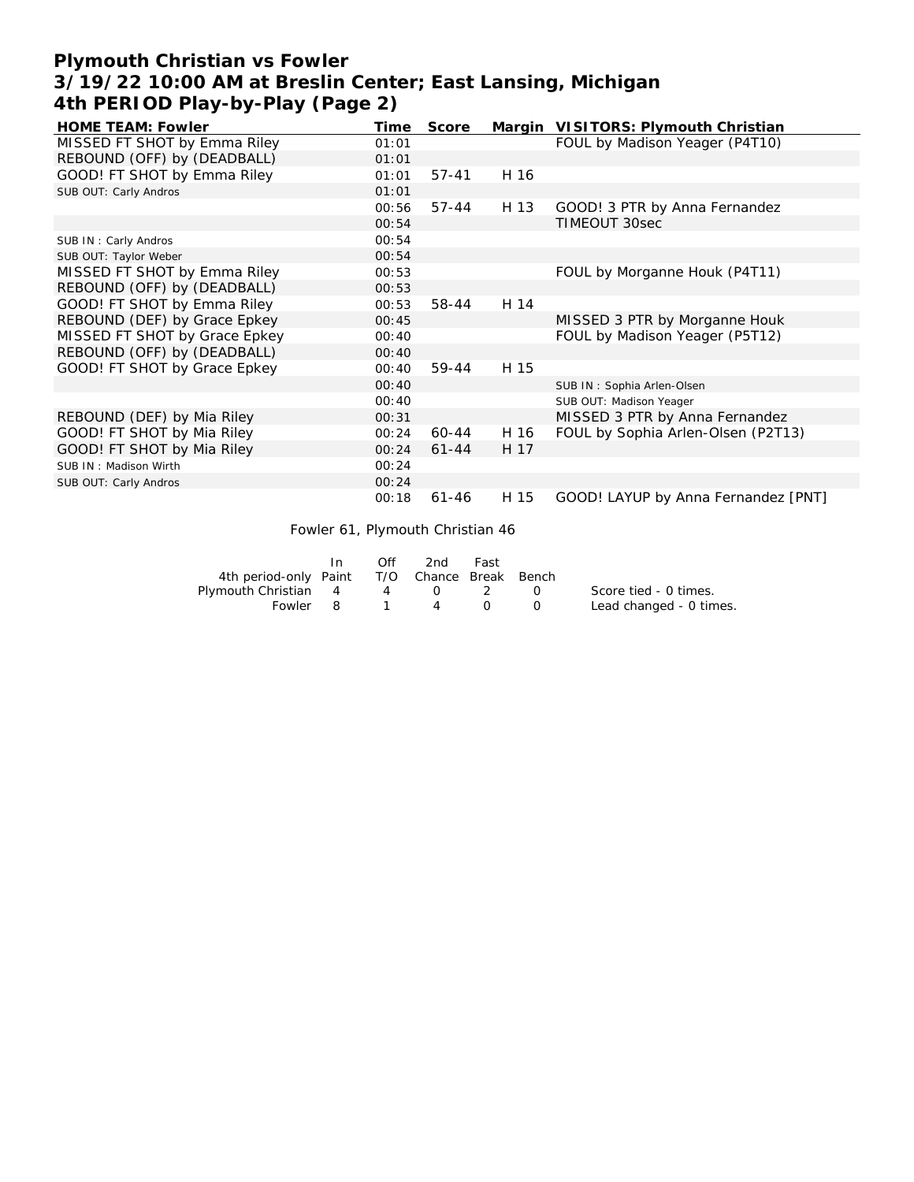# Plymouth Christian vs Fowler
## 3/19/22 10:00 AM at Breslin Center; East Lansing, Michigan
## 4th PERIOD Play-by-Play (Page 2)

| HOME TEAM: Fowler | Time | Score | Margin | VISITORS: Plymouth Christian |
|---|---|---|---|---|
| MISSED FT SHOT by Emma Riley | 01:01 | | | FOUL by Madison Yeager (P4T10) |
| REBOUND (OFF) by (DEADBALL) | 01:01 | | | |
| GOOD! FT SHOT by Emma Riley | 01:01 | 57-41 | H 16 | |
| SUB OUT: Carly Andros | 01:01 | | | |
| | 00:56 | 57-44 | H 13 | GOOD! 3 PTR by Anna Fernandez |
| | 00:54 | | | TIMEOUT 30sec |
| SUB IN : Carly Andros | 00:54 | | | |
| SUB OUT: Taylor Weber | 00:54 | | | |
| MISSED FT SHOT by Emma Riley | 00:53 | | | FOUL by Morganne Houk (P4T11) |
| REBOUND (OFF) by (DEADBALL) | 00:53 | | | |
| GOOD! FT SHOT by Emma Riley | 00:53 | 58-44 | H 14 | |
| REBOUND (DEF) by Grace Epkey | 00:45 | | | MISSED 3 PTR by Morganne Houk |
| MISSED FT SHOT by Grace Epkey | 00:40 | | | FOUL by Madison Yeager (P5T12) |
| REBOUND (OFF) by (DEADBALL) | 00:40 | | | |
| GOOD! FT SHOT by Grace Epkey | 00:40 | 59-44 | H 15 | |
| | 00:40 | | | SUB IN : Sophia Arlen-Olsen |
| | 00:40 | | | SUB OUT: Madison Yeager |
| REBOUND (DEF) by Mia Riley | 00:31 | | | MISSED 3 PTR by Anna Fernandez |
| GOOD! FT SHOT by Mia Riley | 00:24 | 60-44 | H 16 | FOUL by Sophia Arlen-Olsen (P2T13) |
| GOOD! FT SHOT by Mia Riley | 00:24 | 61-44 | H 17 | |
| SUB IN : Madison Wirth | 00:24 | | | |
| SUB OUT: Carly Andros | 00:24 | | | |
| | 00:18 | 61-46 | H 15 | GOOD! LAYUP by Anna Fernandez [PNT] |

Fowler 61, Plymouth Christian 46

| 4th period-only | In Paint | Off T/O | 2nd Chance | Fast Break | Bench |
|---|---|---|---|---|---|
| Plymouth Christian | 4 | 4 | 0 | 2 | 0 |
| Fowler | 8 | 1 | 4 | 0 | 0 |

Score tied - 0 times.
Lead changed - 0 times.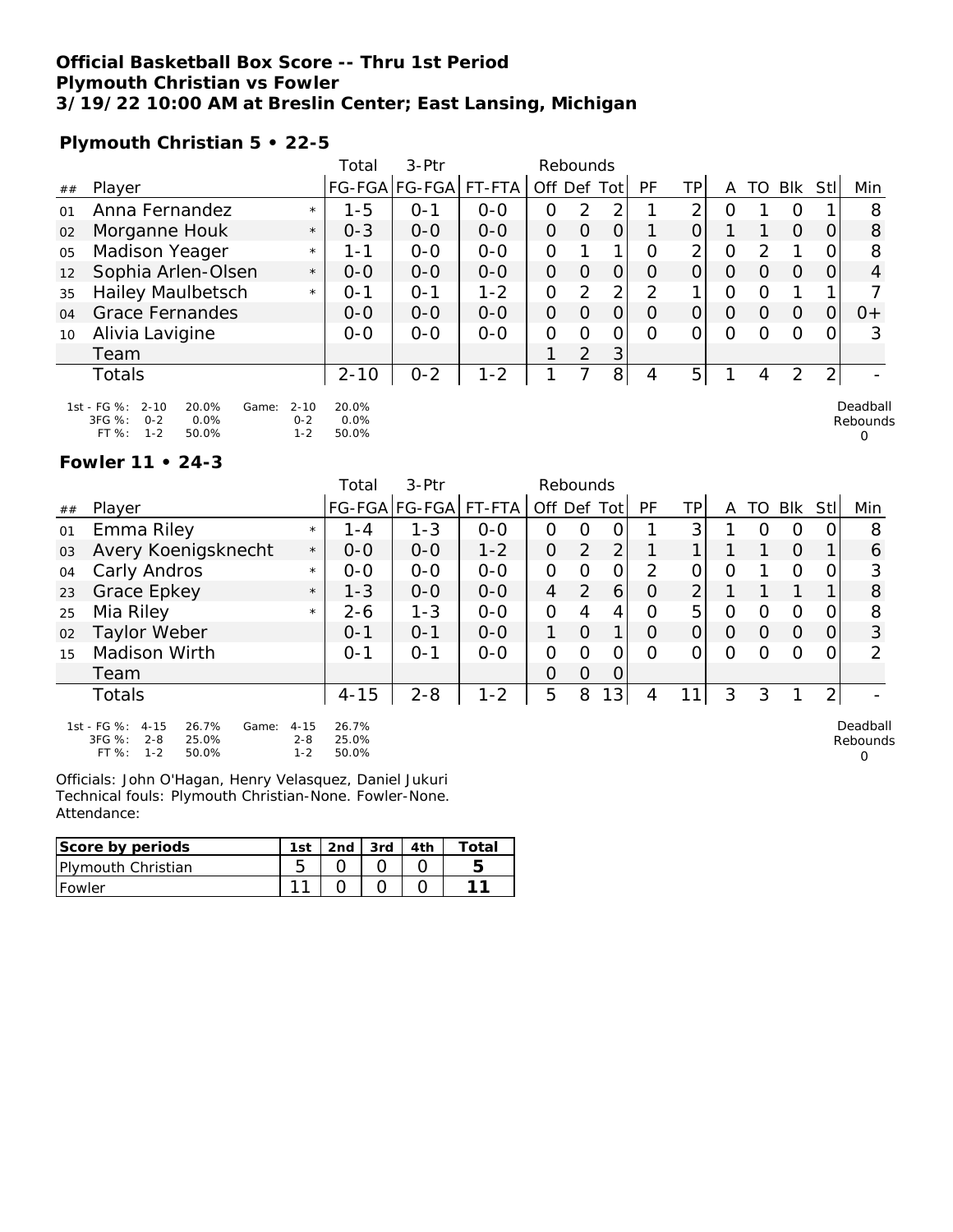# Official Basketball Box Score -- Thru 1st Period
## Plymouth Christian vs Fowler
### 3/19/22 10:00 AM at Breslin Center; East Lansing, Michigan

**Plymouth Christian 5 • 22-5**

| ## | Player | | Total FG-FGA | 3-Ptr FG-FGA | FT-FTA | Rebounds Off | Def | Tot | PF | TP | A | TO | Blk | Stl | Min |
|---|---|---|---|---|---|---|---|---|---|---|---|---|---|---|---|
| 01 | Anna Fernandez | * | 1-5 | 0-1 | 0-0 | 0 | 2 | 2 | 1 | 2 | 0 | 1 | 0 | 1 | 8 |
| 02 | Morganne Houk | * | 0-3 | 0-0 | 0-0 | 0 | 0 | 0 | 1 | 0 | 1 | 1 | 0 | 0 | 8 |
| 05 | Madison Yeager | * | 1-1 | 0-0 | 0-0 | 0 | 1 | 1 | 0 | 2 | 0 | 2 | 1 | 0 | 8 |
| 12 | Sophia Arlen-Olsen | * | 0-0 | 0-0 | 0-0 | 0 | 0 | 0 | 0 | 0 | 0 | 0 | 0 | 0 | 4 |
| 35 | Hailey Maulbetsch | * | 0-1 | 0-1 | 1-2 | 0 | 2 | 2 | 2 | 1 | 0 | 0 | 1 | 1 | 7 |
| 04 | Grace Fernandes | | 0-0 | 0-0 | 0-0 | 0 | 0 | 0 | 0 | 0 | 0 | 0 | 0 | 0 | 0+ |
| 10 | Alivia Lavigine | | 0-0 | 0-0 | 0-0 | 0 | 0 | 0 | 0 | 0 | 0 | 0 | 0 | 0 | 3 |
| | Team | | | | | 1 | 2 | 3 | | | | | | | |
| | Totals | | 2-10 | 0-2 | 1-2 | 1 | 7 | 8 | 4 | 5 | 1 | 4 | 2 | 2 | - |

1st - FG %: 2-10 20.0% Game: 2-10 20.0%
3FG %: 0-2 0.0% 0-2 0.0%
FT %: 1-2 50.0% 1-2 50.0%

Deadball Rebounds 0

**Fowler 11 • 24-3**

| ## | Player | | Total FG-FGA | 3-Ptr FG-FGA | FT-FTA | Rebounds Off | Def | Tot | PF | TP | A | TO | Blk | Stl | Min |
|---|---|---|---|---|---|---|---|---|---|---|---|---|---|---|---|
| 01 | Emma Riley | * | 1-4 | 1-3 | 0-0 | 0 | 0 | 0 | 1 | 3 | 1 | 0 | 0 | 0 | 8 |
| 03 | Avery Koenigsknecht | * | 0-0 | 0-0 | 1-2 | 0 | 2 | 2 | 1 | 1 | 1 | 1 | 0 | 1 | 6 |
| 04 | Carly Andros | * | 0-0 | 0-0 | 0-0 | 0 | 0 | 0 | 2 | 0 | 0 | 1 | 0 | 0 | 3 |
| 23 | Grace Epkey | * | 1-3 | 0-0 | 0-0 | 4 | 2 | 6 | 0 | 2 | 1 | 1 | 1 | 1 | 8 |
| 25 | Mia Riley | * | 2-6 | 1-3 | 0-0 | 0 | 4 | 4 | 0 | 5 | 0 | 0 | 0 | 0 | 8 |
| 02 | Taylor Weber | | 0-1 | 0-1 | 0-0 | 1 | 0 | 1 | 0 | 0 | 0 | 0 | 0 | 0 | 3 |
| 15 | Madison Wirth | | 0-1 | 0-1 | 0-0 | 0 | 0 | 0 | 0 | 0 | 0 | 0 | 0 | 0 | 2 |
| | Team | | | | | 0 | 0 | 0 | | | | | | | |
| | Totals | | 4-15 | 2-8 | 1-2 | 5 | 8 | 13 | 4 | 11 | 3 | 3 | 1 | 2 | - |

1st - FG %: 4-15 26.7% Game: 4-15 26.7%
3FG %: 2-8 25.0% 2-8 25.0%
FT %: 1-2 50.0% 1-2 50.0%

Deadball Rebounds 0

Officials: John O'Hagan, Henry Velasquez, Daniel Jukuri
Technical fouls: Plymouth Christian-None. Fowler-None.
Attendance:

| Score by periods | 1st | 2nd | 3rd | 4th | Total |
|---|---|---|---|---|---|
| Plymouth Christian | 5 | 0 | 0 | 0 | 5 |
| Fowler | 11 | 0 | 0 | 0 | 11 |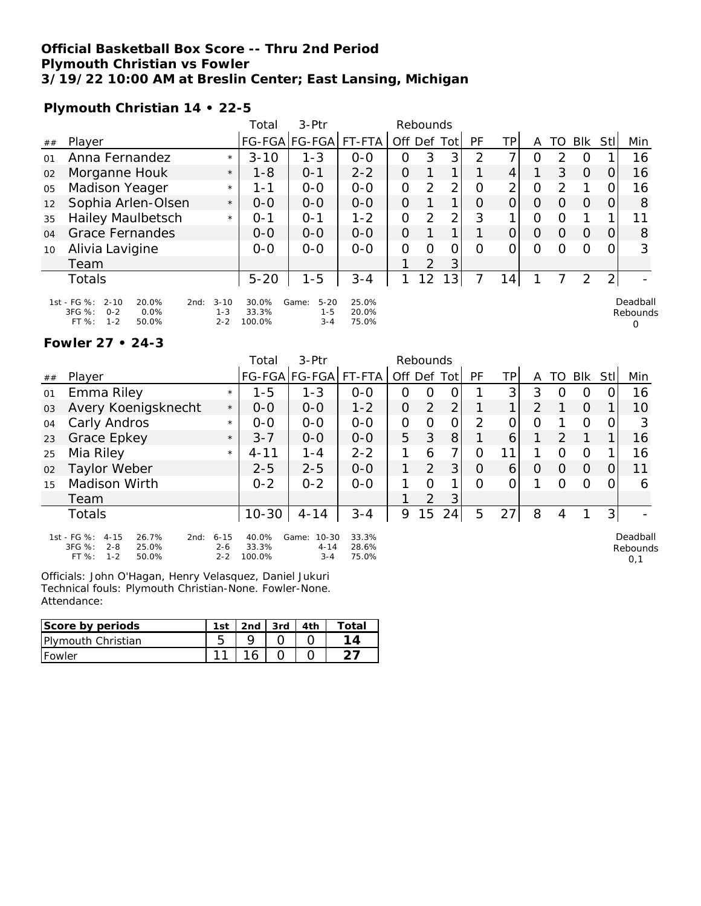**Official Basketball Box Score -- Thru 2nd Period**
**Plymouth Christian vs Fowler**
**3/19/22 10:00 AM at Breslin Center; East Lansing, Michigan**

**Plymouth Christian 14 • 22-5**

| ## | Player | | Total FG-FGA | 3-Ptr FG-FGA | FT-FTA | Rebounds Off | Def | Tot | PF | TP | A | TO | Blk | Stl | Min |
|---|---|---|---|---|---|---|---|---|---|---|---|---|---|---|---|
| 01 | Anna Fernandez | * | 3-10 | 1-3 | 0-0 | 0 | 3 | 3 | 2 | 7 | 0 | 2 | 0 | 1 | 16 |
| 02 | Morganne Houk | * | 1-8 | 0-1 | 2-2 | 0 | 1 | 1 | 1 | 4 | 1 | 3 | 0 | 0 | 16 |
| 05 | Madison Yeager | * | 1-1 | 0-0 | 0-0 | 0 | 2 | 2 | 0 | 2 | 0 | 2 | 1 | 0 | 16 |
| 12 | Sophia Arlen-Olsen | * | 0-0 | 0-0 | 0-0 | 0 | 1 | 1 | 0 | 0 | 0 | 0 | 0 | 0 | 8 |
| 35 | Hailey Maulbetsch | * | 0-1 | 0-1 | 1-2 | 0 | 2 | 2 | 3 | 1 | 0 | 0 | 1 | 1 | 11 |
| 04 | Grace Fernandes | | 0-0 | 0-0 | 0-0 | 0 | 1 | 1 | 1 | 0 | 0 | 0 | 0 | 0 | 8 |
| 10 | Alivia Lavigine | | 0-0 | 0-0 | 0-0 | 0 | 0 | 0 | 0 | 0 | 0 | 0 | 0 | 0 | 3 |
| | Team | | | | | 1 | 2 | 3 | | | | | | | |
| | Totals | | 5-20 | 1-5 | 3-4 | 1 | 12 | 13 | 7 | 14 | 1 | 7 | 2 | 2 | - |

| | 1st | | 2nd | | Game | |
|---|---|---|---|---|---|---|
| FG % | 2-10 | 20.0% | 3-10 | 30.0% | 5-20 | 25.0% |
| 3FG % | 0-2 | 0.0% | 1-3 | 33.3% | 1-5 | 20.0% |
| FT % | 1-2 | 50.0% | 2-2 | 100.0% | 3-4 | 75.0% |

Deadball Rebounds: 0

**Fowler 27 • 24-3**

| ## | Player | | Total FG-FGA | 3-Ptr FG-FGA | FT-FTA | Rebounds Off | Def | Tot | PF | TP | A | TO | Blk | Stl | Min |
|---|---|---|---|---|---|---|---|---|---|---|---|---|---|---|---|
| 01 | Emma Riley | * | 1-5 | 1-3 | 0-0 | 0 | 0 | 0 | 1 | 3 | 3 | 0 | 0 | 0 | 16 |
| 03 | Avery Koenigsknecht | * | 0-0 | 0-0 | 1-2 | 0 | 2 | 2 | 1 | 1 | 2 | 1 | 0 | 1 | 10 |
| 04 | Carly Andros | * | 0-0 | 0-0 | 0-0 | 0 | 0 | 0 | 2 | 0 | 0 | 1 | 0 | 0 | 3 |
| 23 | Grace Epkey | * | 3-7 | 0-0 | 0-0 | 5 | 3 | 8 | 1 | 6 | 1 | 2 | 1 | 1 | 16 |
| 25 | Mia Riley | * | 4-11 | 1-4 | 2-2 | 1 | 6 | 7 | 0 | 11 | 1 | 0 | 0 | 1 | 16 |
| 02 | Taylor Weber | | 2-5 | 2-5 | 0-0 | 1 | 2 | 3 | 0 | 6 | 0 | 0 | 0 | 0 | 11 |
| 15 | Madison Wirth | | 0-2 | 0-2 | 0-0 | 1 | 0 | 1 | 0 | 0 | 1 | 0 | 0 | 0 | 6 |
| | Team | | | | | 1 | 2 | 3 | | | | | | | |
| | Totals | | 10-30 | 4-14 | 3-4 | 9 | 15 | 24 | 5 | 27 | 8 | 4 | 1 | 3 | - |

| | 1st | | 2nd | | Game | |
|---|---|---|---|---|---|---|
| FG % | 4-15 | 26.7% | 6-15 | 40.0% | 10-30 | 33.3% |
| 3FG % | 2-8 | 25.0% | 2-6 | 33.3% | 4-14 | 28.6% |
| FT % | 1-2 | 50.0% | 2-2 | 100.0% | 3-4 | 75.0% |

Deadball Rebounds: 0,1

Officials: John O'Hagan, Henry Velasquez, Daniel Jukuri
Technical fouls: Plymouth Christian-None. Fowler-None.
Attendance:

| Score by periods | 1st | 2nd | 3rd | 4th | Total |
|---|---|---|---|---|---|
| Plymouth Christian | 5 | 9 | 0 | 0 | **14** |
| Fowler | 11 | 16 | 0 | 0 | **27** |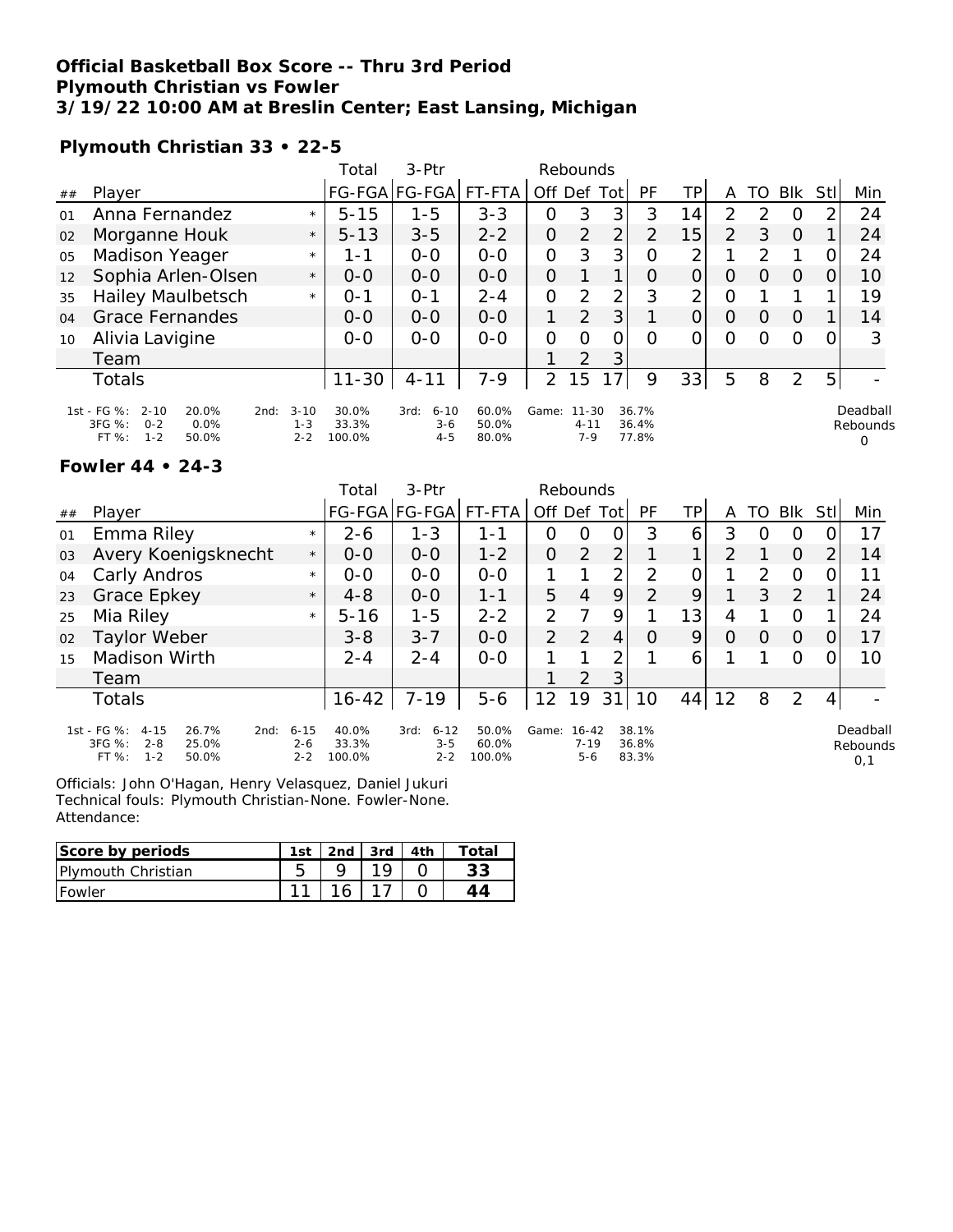**Official Basketball Box Score -- Thru 3rd Period**
**Plymouth Christian vs Fowler**
**3/19/22 10:00 AM at Breslin Center; East Lansing, Michigan**

**Plymouth Christian 33 • 22-5**

| ## | Player | | Total FG-FGA | 3-Ptr FG-FGA | FT-FTA | Rebounds Off | Def | Tot | PF | TP | A | TO | Blk | Stl | Min |
|---|---|---|---|---|---|---|---|---|---|---|---|---|---|---|---|
| 01 | Anna Fernandez | * | 5-15 | 1-5 | 3-3 | 0 | 3 | 3 | 3 | 14 | 2 | 2 | 0 | 2 | 24 |
| 02 | Morganne Houk | * | 5-13 | 3-5 | 2-2 | 0 | 2 | 2 | 2 | 15 | 2 | 3 | 0 | 1 | 24 |
| 05 | Madison Yeager | * | 1-1 | 0-0 | 0-0 | 0 | 3 | 3 | 0 | 2 | 1 | 2 | 1 | 0 | 24 |
| 12 | Sophia Arlen-Olsen | * | 0-0 | 0-0 | 0-0 | 0 | 1 | 1 | 0 | 0 | 0 | 0 | 0 | 0 | 10 |
| 35 | Hailey Maulbetsch | * | 0-1 | 0-1 | 2-4 | 0 | 2 | 2 | 3 | 2 | 0 | 1 | 1 | 1 | 19 |
| 04 | Grace Fernandes | | 0-0 | 0-0 | 0-0 | 1 | 2 | 3 | 1 | 0 | 0 | 0 | 0 | 1 | 14 |
| 10 | Alivia Lavigine | | 0-0 | 0-0 | 0-0 | 0 | 0 | 0 | 0 | 0 | 0 | 0 | 0 | 0 | 3 |
| | Team | | | | | 1 | 2 | 3 | | | | | | | |
| | Totals | | 11-30 | 4-11 | 7-9 | 2 | 15 | 17 | 9 | 33 | 5 | 8 | 2 | 5 | - |

1st - FG %: 2-10 20.0% 3FG %: 0-2 0.0% FT %: 1-2 50.0%
2nd: 3-10 30.0% 1-3 33.3% 2-2 100.0%
3rd: 6-10 60.0% 3-6 50.0% 4-5 80.0%
Game: 11-30 36.7% 4-11 36.4% 7-9 77.8%
Deadball Rebounds 0

**Fowler 44 • 24-3**

| ## | Player | | Total FG-FGA | 3-Ptr FG-FGA | FT-FTA | Rebounds Off | Def | Tot | PF | TP | A | TO | Blk | Stl | Min |
|---|---|---|---|---|---|---|---|---|---|---|---|---|---|---|---|
| 01 | Emma Riley | * | 2-6 | 1-3 | 1-1 | 0 | 0 | 0 | 3 | 6 | 3 | 0 | 0 | 0 | 17 |
| 03 | Avery Koenigsknecht | * | 0-0 | 0-0 | 1-2 | 0 | 2 | 2 | 1 | 1 | 2 | 1 | 0 | 2 | 14 |
| 04 | Carly Andros | * | 0-0 | 0-0 | 0-0 | 1 | 1 | 2 | 2 | 0 | 1 | 2 | 0 | 0 | 11 |
| 23 | Grace Epkey | * | 4-8 | 0-0 | 1-1 | 5 | 4 | 9 | 2 | 9 | 1 | 3 | 2 | 1 | 24 |
| 25 | Mia Riley | * | 5-16 | 1-5 | 2-2 | 2 | 7 | 9 | 1 | 13 | 4 | 1 | 0 | 1 | 24 |
| 02 | Taylor Weber | | 3-8 | 3-7 | 0-0 | 2 | 2 | 4 | 0 | 9 | 0 | 0 | 0 | 0 | 17 |
| 15 | Madison Wirth | | 2-4 | 2-4 | 0-0 | 1 | 1 | 2 | 1 | 6 | 1 | 1 | 0 | 0 | 10 |
| | Team | | | | | 1 | 2 | 3 | | | | | | | |
| | Totals | | 16-42 | 7-19 | 5-6 | 12 | 19 | 31 | 10 | 44 | 12 | 8 | 2 | 4 | - |

1st - FG %: 4-15 26.7% 3FG %: 2-8 25.0% FT %: 1-2 50.0%
2nd: 6-15 40.0% 2-6 33.3% 2-2 100.0%
3rd: 6-12 50.0% 3-5 60.0% 2-2 100.0%
Game: 16-42 38.1% 7-19 36.8% 5-6 83.3%
Deadball Rebounds 0,1

Officials: John O'Hagan, Henry Velasquez, Daniel Jukuri
Technical fouls: Plymouth Christian-None. Fowler-None.
Attendance:

| Score by periods | 1st | 2nd | 3rd | 4th | Total |
|---|---|---|---|---|---|
| Plymouth Christian | 5 | 9 | 19 | 0 | 33 |
| Fowler | 11 | 16 | 17 | 0 | 44 |